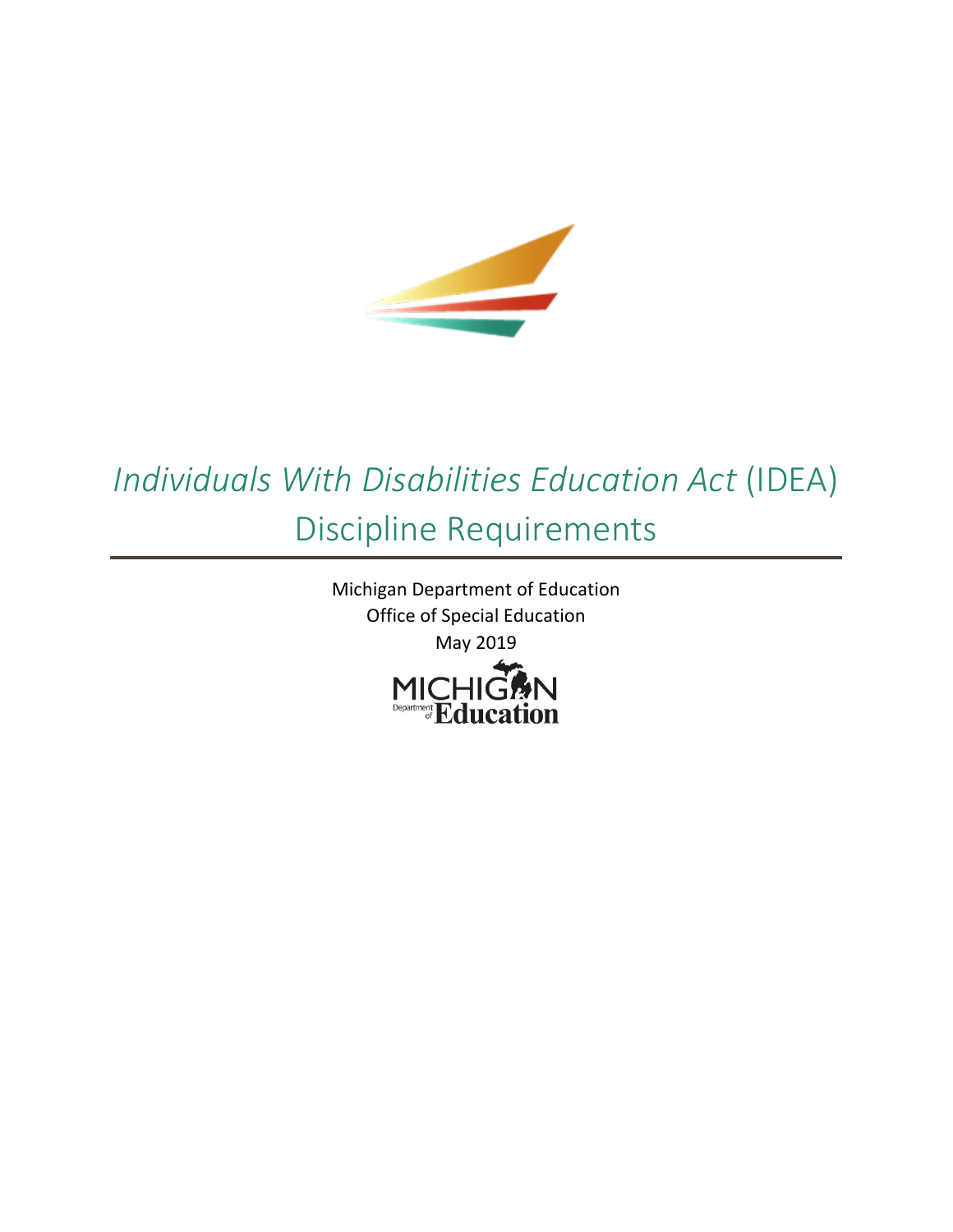# *Individuals With Disabilities Education Act* (IDEA) Discipline Requirements

Michigan Department of Education
Office of Special Education
May 2019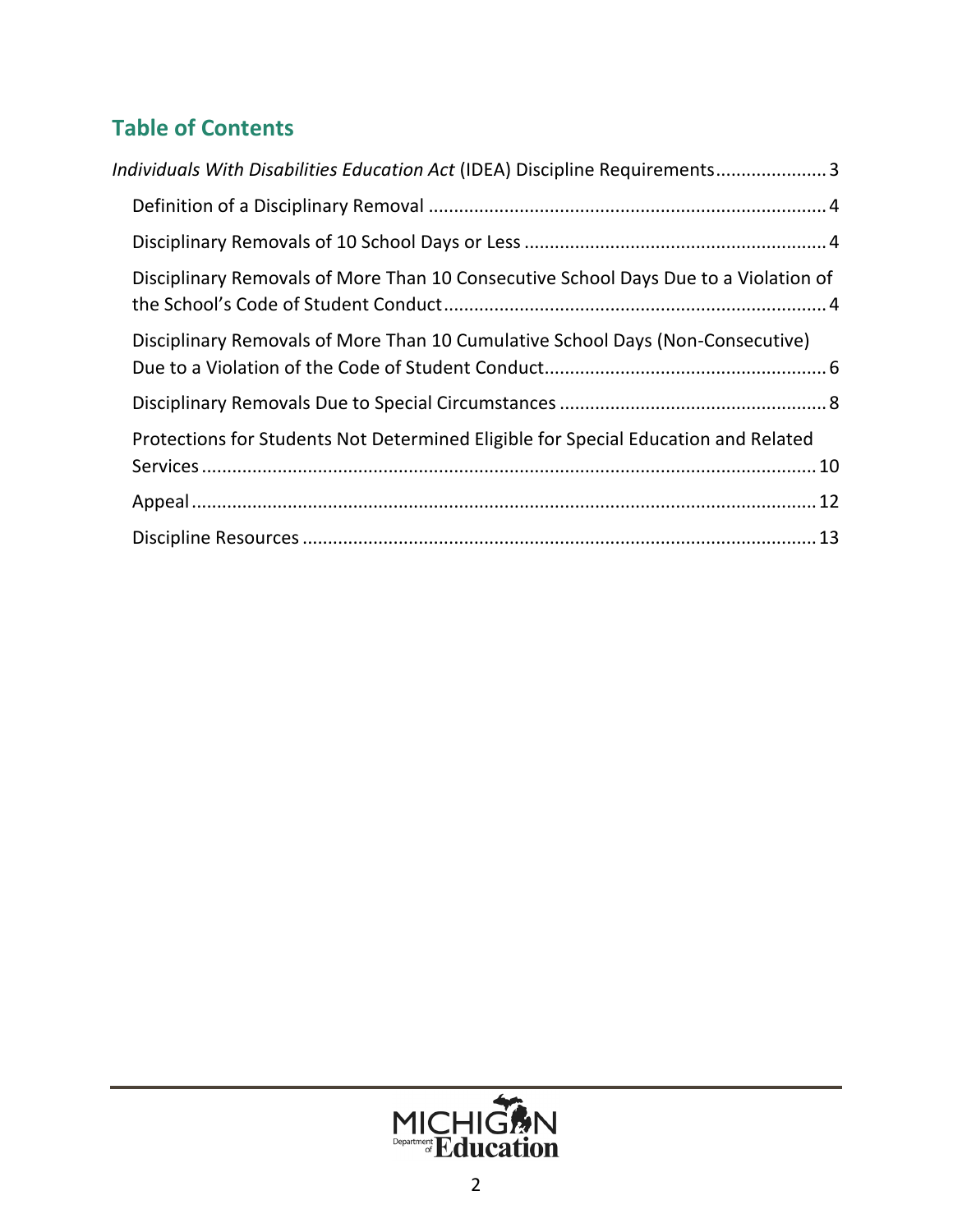## Table of Contents

*Individuals With Disabilities Education Act* (IDEA) Discipline Requirements..................... 3

- Definition of a Disciplinary Removal ........................................................................... 4
- Disciplinary Removals of 10 School Days or Less ......................................................... 4
- Disciplinary Removals of More Than 10 Consecutive School Days Due to a Violation of the School's Code of Student Conduct......................................................................... 4
- Disciplinary Removals of More Than 10 Cumulative School Days (Non-Consecutive) Due to a Violation of the Code of Student Conduct...................................................... 6
- Disciplinary Removals Due to Special Circumstances .................................................. 8
- Protections for Students Not Determined Eligible for Special Education and Related Services ........................................................................................................................ 10
- Appeal........................................................................................................................... 12
- Discipline Resources .................................................................................................... 13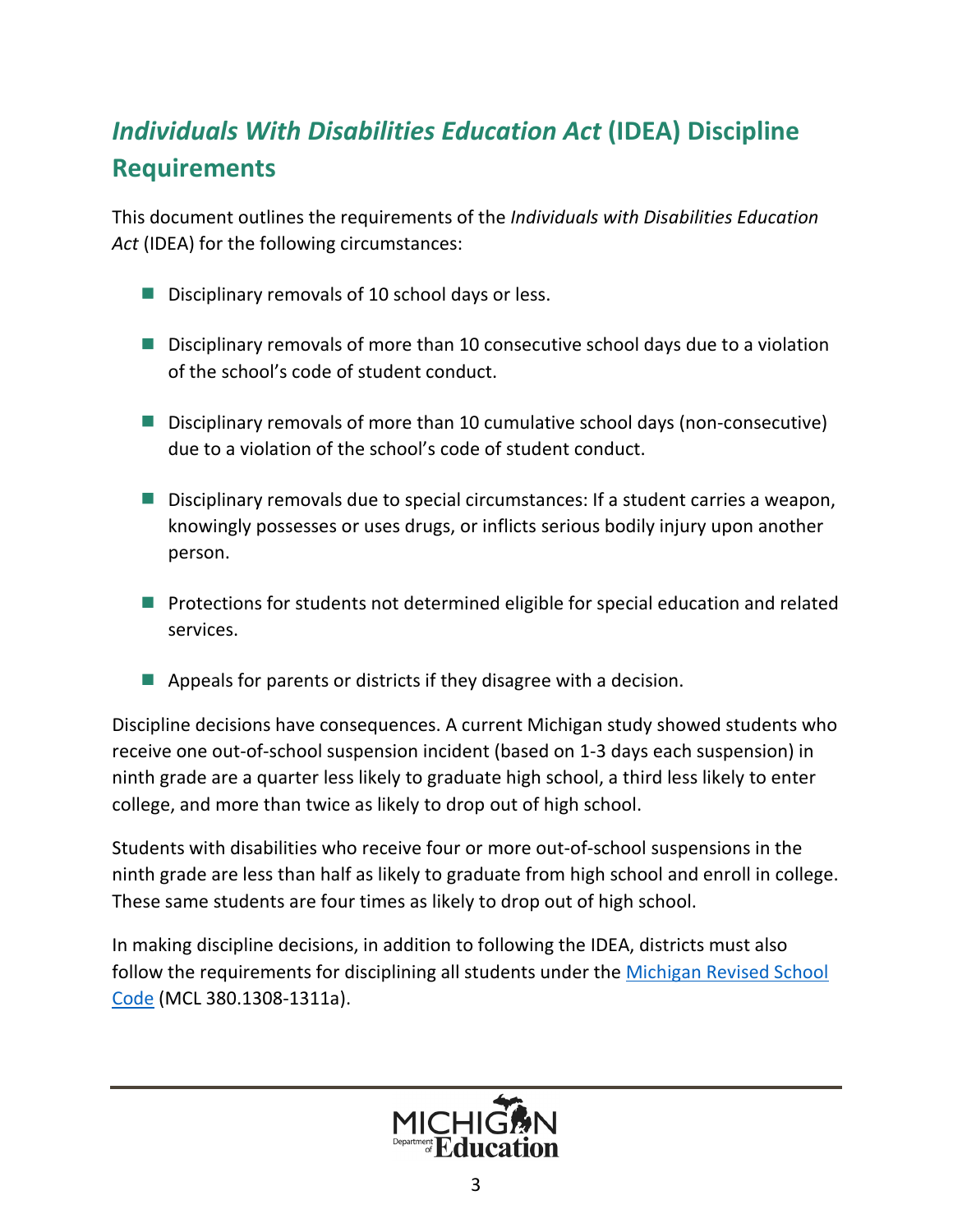## *Individuals With Disabilities Education Act* (IDEA) Discipline Requirements

This document outlines the requirements of the *Individuals with Disabilities Education Act* (IDEA) for the following circumstances:

- Disciplinary removals of 10 school days or less.
- Disciplinary removals of more than 10 consecutive school days due to a violation of the school's code of student conduct.
- Disciplinary removals of more than 10 cumulative school days (non-consecutive) due to a violation of the school's code of student conduct.
- Disciplinary removals due to special circumstances: If a student carries a weapon, knowingly possesses or uses drugs, or inflicts serious bodily injury upon another person.
- Protections for students not determined eligible for special education and related services.
- Appeals for parents or districts if they disagree with a decision.

Discipline decisions have consequences. A current Michigan study showed students who receive one out-of-school suspension incident (based on 1-3 days each suspension) in ninth grade are a quarter less likely to graduate high school, a third less likely to enter college, and more than twice as likely to drop out of high school.

Students with disabilities who receive four or more out-of-school suspensions in the ninth grade are less than half as likely to graduate from high school and enroll in college. These same students are four times as likely to drop out of high school.

In making discipline decisions, in addition to following the IDEA, districts must also follow the requirements for disciplining all students under the Michigan Revised School Code (MCL 380.1308-1311a).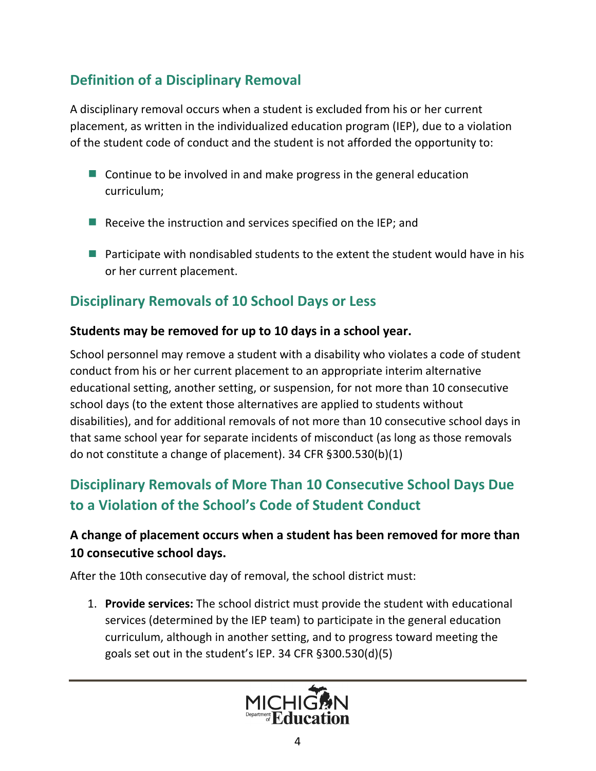## Definition of a Disciplinary Removal

A disciplinary removal occurs when a student is excluded from his or her current placement, as written in the individualized education program (IEP), due to a violation of the student code of conduct and the student is not afforded the opportunity to:

- Continue to be involved in and make progress in the general education curriculum;
- Receive the instruction and services specified on the IEP; and
- Participate with nondisabled students to the extent the student would have in his or her current placement.

## Disciplinary Removals of 10 School Days or Less

**Students may be removed for up to 10 days in a school year.**

School personnel may remove a student with a disability who violates a code of student conduct from his or her current placement to an appropriate interim alternative educational setting, another setting, or suspension, for not more than 10 consecutive school days (to the extent those alternatives are applied to students without disabilities), and for additional removals of not more than 10 consecutive school days in that same school year for separate incidents of misconduct (as long as those removals do not constitute a change of placement). 34 CFR §300.530(b)(1)

## Disciplinary Removals of More Than 10 Consecutive School Days Due to a Violation of the School's Code of Student Conduct

**A change of placement occurs when a student has been removed for more than 10 consecutive school days.**

After the 10th consecutive day of removal, the school district must:

1. **Provide services:** The school district must provide the student with educational services (determined by the IEP team) to participate in the general education curriculum, although in another setting, and to progress toward meeting the goals set out in the student's IEP. 34 CFR §300.530(d)(5)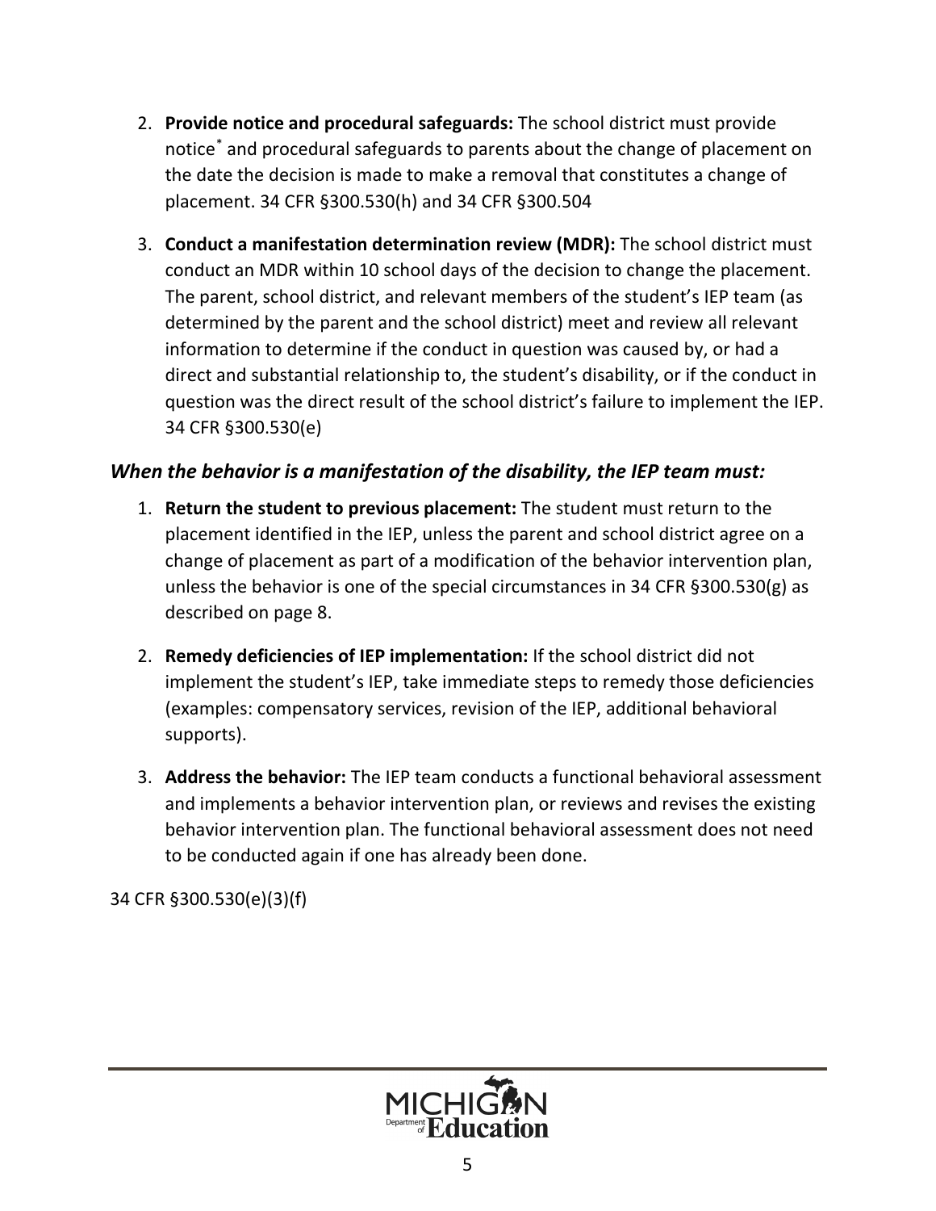2. **Provide notice and procedural safeguards:** The school district must provide notice[*] and procedural safeguards to parents about the change of placement on the date the decision is made to make a removal that constitutes a change of placement. 34 CFR §300.530(h) and 34 CFR §300.504

3. **Conduct a manifestation determination review (MDR):** The school district must conduct an MDR within 10 school days of the decision to change the placement. The parent, school district, and relevant members of the student's IEP team (as determined by the parent and the school district) meet and review all relevant information to determine if the conduct in question was caused by, or had a direct and substantial relationship to, the student's disability, or if the conduct in question was the direct result of the school district's failure to implement the IEP. 34 CFR §300.530(e)

### *When the behavior is a manifestation of the disability, the IEP team must:*

1. **Return the student to previous placement:** The student must return to the placement identified in the IEP, unless the parent and school district agree on a change of placement as part of a modification of the behavior intervention plan, unless the behavior is one of the special circumstances in 34 CFR §300.530(g) as described on page 8.

2. **Remedy deficiencies of IEP implementation:** If the school district did not implement the student's IEP, take immediate steps to remedy those deficiencies (examples: compensatory services, revision of the IEP, additional behavioral supports).

3. **Address the behavior:** The IEP team conducts a functional behavioral assessment and implements a behavior intervention plan, or reviews and revises the existing behavior intervention plan. The functional behavioral assessment does not need to be conducted again if one has already been done.

34 CFR §300.530(e)(3)(f)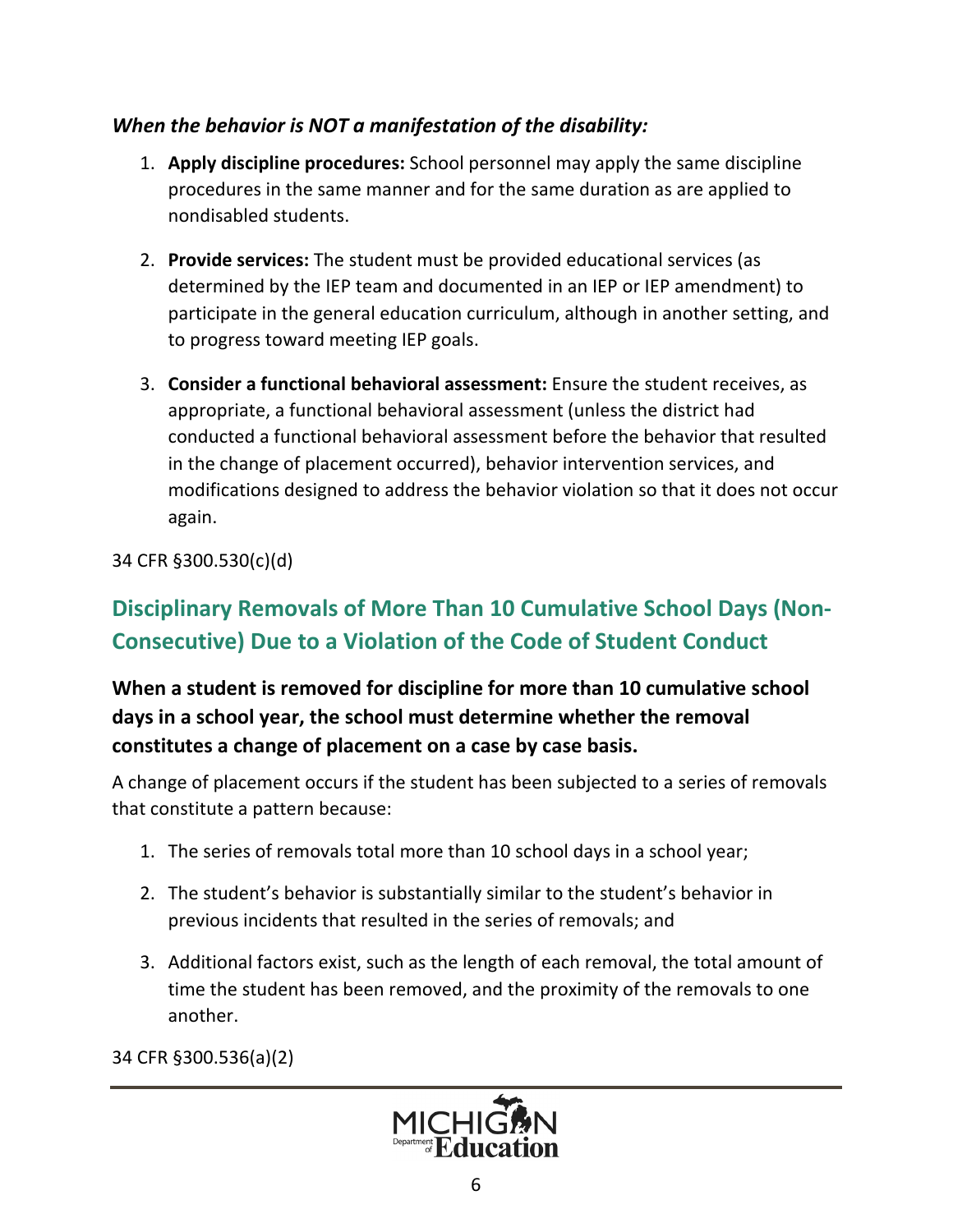***When the behavior is NOT a manifestation of the disability:***

1. **Apply discipline procedures:** School personnel may apply the same discipline procedures in the same manner and for the same duration as are applied to nondisabled students.
2. **Provide services:** The student must be provided educational services (as determined by the IEP team and documented in an IEP or IEP amendment) to participate in the general education curriculum, although in another setting, and to progress toward meeting IEP goals.
3. **Consider a functional behavioral assessment:** Ensure the student receives, as appropriate, a functional behavioral assessment (unless the district had conducted a functional behavioral assessment before the behavior that resulted in the change of placement occurred), behavior intervention services, and modifications designed to address the behavior violation so that it does not occur again.

34 CFR §300.530(c)(d)

## Disciplinary Removals of More Than 10 Cumulative School Days (Non-Consecutive) Due to a Violation of the Code of Student Conduct

**When a student is removed for discipline for more than 10 cumulative school days in a school year, the school must determine whether the removal constitutes a change of placement on a case by case basis.**

A change of placement occurs if the student has been subjected to a series of removals that constitute a pattern because:

1. The series of removals total more than 10 school days in a school year;
2. The student's behavior is substantially similar to the student's behavior in previous incidents that resulted in the series of removals; and
3. Additional factors exist, such as the length of each removal, the total amount of time the student has been removed, and the proximity of the removals to one another.

34 CFR §300.536(a)(2)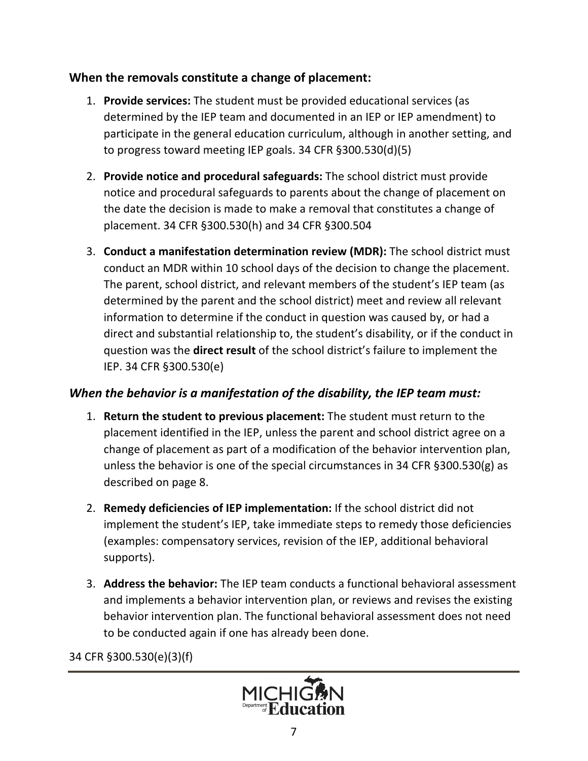### When the removals constitute a change of placement:

1. **Provide services:** The student must be provided educational services (as determined by the IEP team and documented in an IEP or IEP amendment) to participate in the general education curriculum, although in another setting, and to progress toward meeting IEP goals. 34 CFR §300.530(d)(5)
2. **Provide notice and procedural safeguards:** The school district must provide notice and procedural safeguards to parents about the change of placement on the date the decision is made to make a removal that constitutes a change of placement. 34 CFR §300.530(h) and 34 CFR §300.504
3. **Conduct a manifestation determination review (MDR):** The school district must conduct an MDR within 10 school days of the decision to change the placement. The parent, school district, and relevant members of the student's IEP team (as determined by the parent and the school district) meet and review all relevant information to determine if the conduct in question was caused by, or had a direct and substantial relationship to, the student's disability, or if the conduct in question was the **direct result** of the school district's failure to implement the IEP. 34 CFR §300.530(e)

### *When the behavior is a manifestation of the disability, the IEP team must:*

1. **Return the student to previous placement:** The student must return to the placement identified in the IEP, unless the parent and school district agree on a change of placement as part of a modification of the behavior intervention plan, unless the behavior is one of the special circumstances in 34 CFR §300.530(g) as described on page 8.
2. **Remedy deficiencies of IEP implementation:** If the school district did not implement the student's IEP, take immediate steps to remedy those deficiencies (examples: compensatory services, revision of the IEP, additional behavioral supports).
3. **Address the behavior:** The IEP team conducts a functional behavioral assessment and implements a behavior intervention plan, or reviews and revises the existing behavior intervention plan. The functional behavioral assessment does not need to be conducted again if one has already been done.

34 CFR §300.530(e)(3)(f)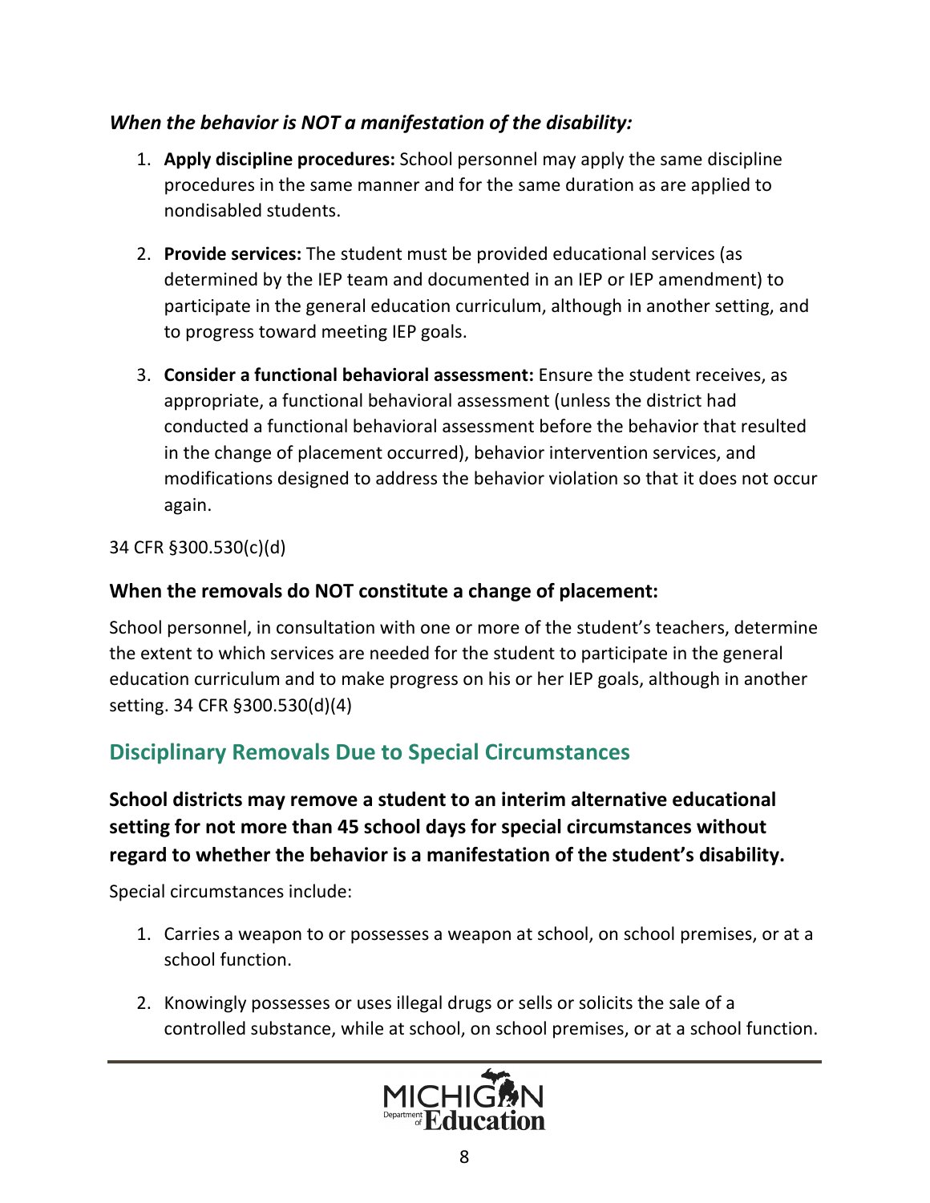***When the behavior is NOT a manifestation of the disability:***

1. **Apply discipline procedures:** School personnel may apply the same discipline procedures in the same manner and for the same duration as are applied to nondisabled students.
2. **Provide services:** The student must be provided educational services (as determined by the IEP team and documented in an IEP or IEP amendment) to participate in the general education curriculum, although in another setting, and to progress toward meeting IEP goals.
3. **Consider a functional behavioral assessment:** Ensure the student receives, as appropriate, a functional behavioral assessment (unless the district had conducted a functional behavioral assessment before the behavior that resulted in the change of placement occurred), behavior intervention services, and modifications designed to address the behavior violation so that it does not occur again.

34 CFR §300.530(c)(d)

### When the removals do NOT constitute a change of placement:

School personnel, in consultation with one or more of the student's teachers, determine the extent to which services are needed for the student to participate in the general education curriculum and to make progress on his or her IEP goals, although in another setting. 34 CFR §300.530(d)(4)

## Disciplinary Removals Due to Special Circumstances

**School districts may remove a student to an interim alternative educational setting for not more than 45 school days for special circumstances without regard to whether the behavior is a manifestation of the student's disability.**

Special circumstances include:

1. Carries a weapon to or possesses a weapon at school, on school premises, or at a school function.
2. Knowingly possesses or uses illegal drugs or sells or solicits the sale of a controlled substance, while at school, on school premises, or at a school function.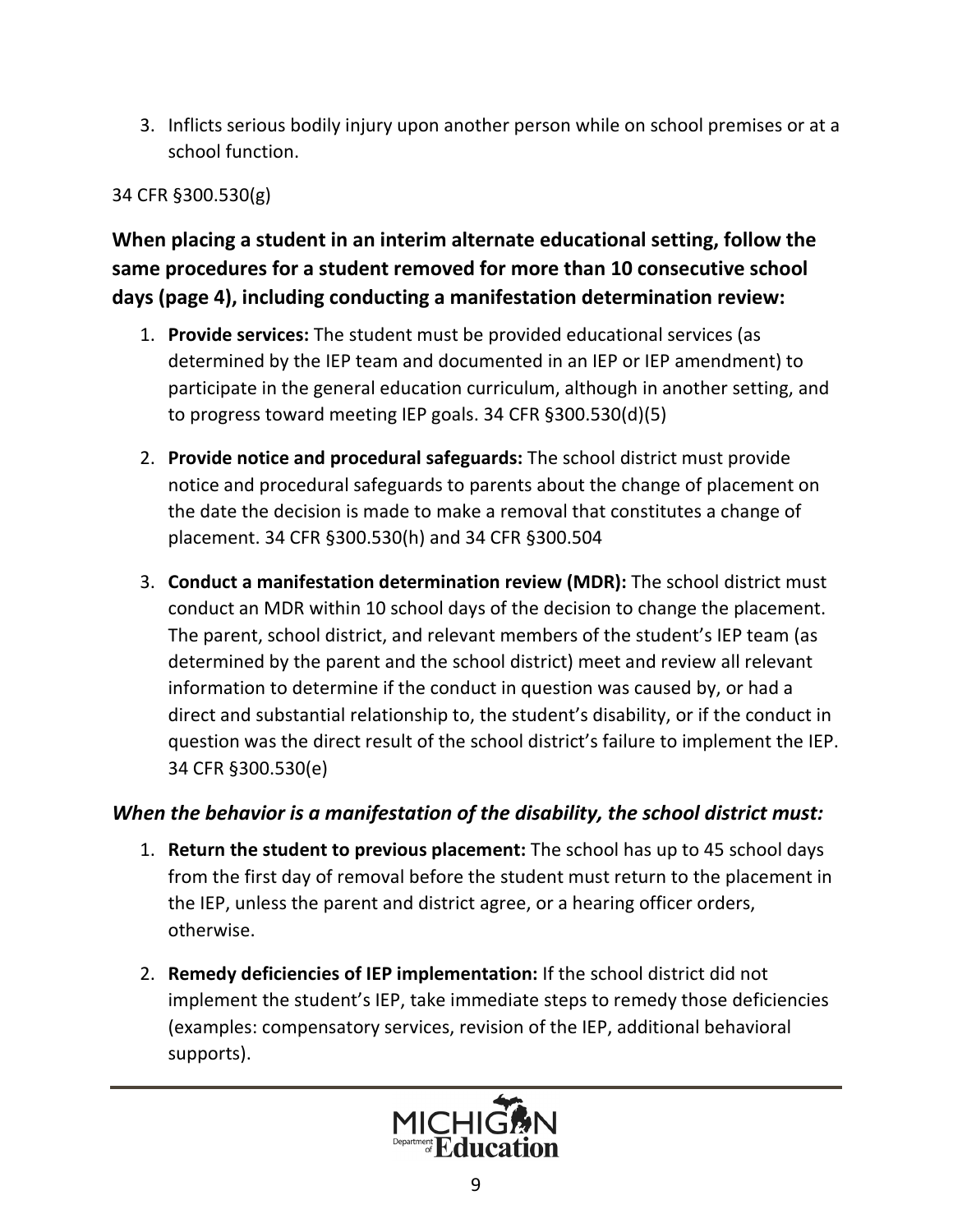3. Inflicts serious bodily injury upon another person while on school premises or at a school function.

34 CFR §300.530(g)

**When placing a student in an interim alternate educational setting, follow the same procedures for a student removed for more than 10 consecutive school days (page 4), including conducting a manifestation determination review:**

1. **Provide services:** The student must be provided educational services (as determined by the IEP team and documented in an IEP or IEP amendment) to participate in the general education curriculum, although in another setting, and to progress toward meeting IEP goals. 34 CFR §300.530(d)(5)

2. **Provide notice and procedural safeguards:** The school district must provide notice and procedural safeguards to parents about the change of placement on the date the decision is made to make a removal that constitutes a change of placement. 34 CFR §300.530(h) and 34 CFR §300.504

3. **Conduct a manifestation determination review (MDR):** The school district must conduct an MDR within 10 school days of the decision to change the placement. The parent, school district, and relevant members of the student's IEP team (as determined by the parent and the school district) meet and review all relevant information to determine if the conduct in question was caused by, or had a direct and substantial relationship to, the student's disability, or if the conduct in question was the direct result of the school district's failure to implement the IEP. 34 CFR §300.530(e)

### *When the behavior is a manifestation of the disability, the school district must:*

1. **Return the student to previous placement:** The school has up to 45 school days from the first day of removal before the student must return to the placement in the IEP, unless the parent and district agree, or a hearing officer orders, otherwise.

2. **Remedy deficiencies of IEP implementation:** If the school district did not implement the student's IEP, take immediate steps to remedy those deficiencies (examples: compensatory services, revision of the IEP, additional behavioral supports).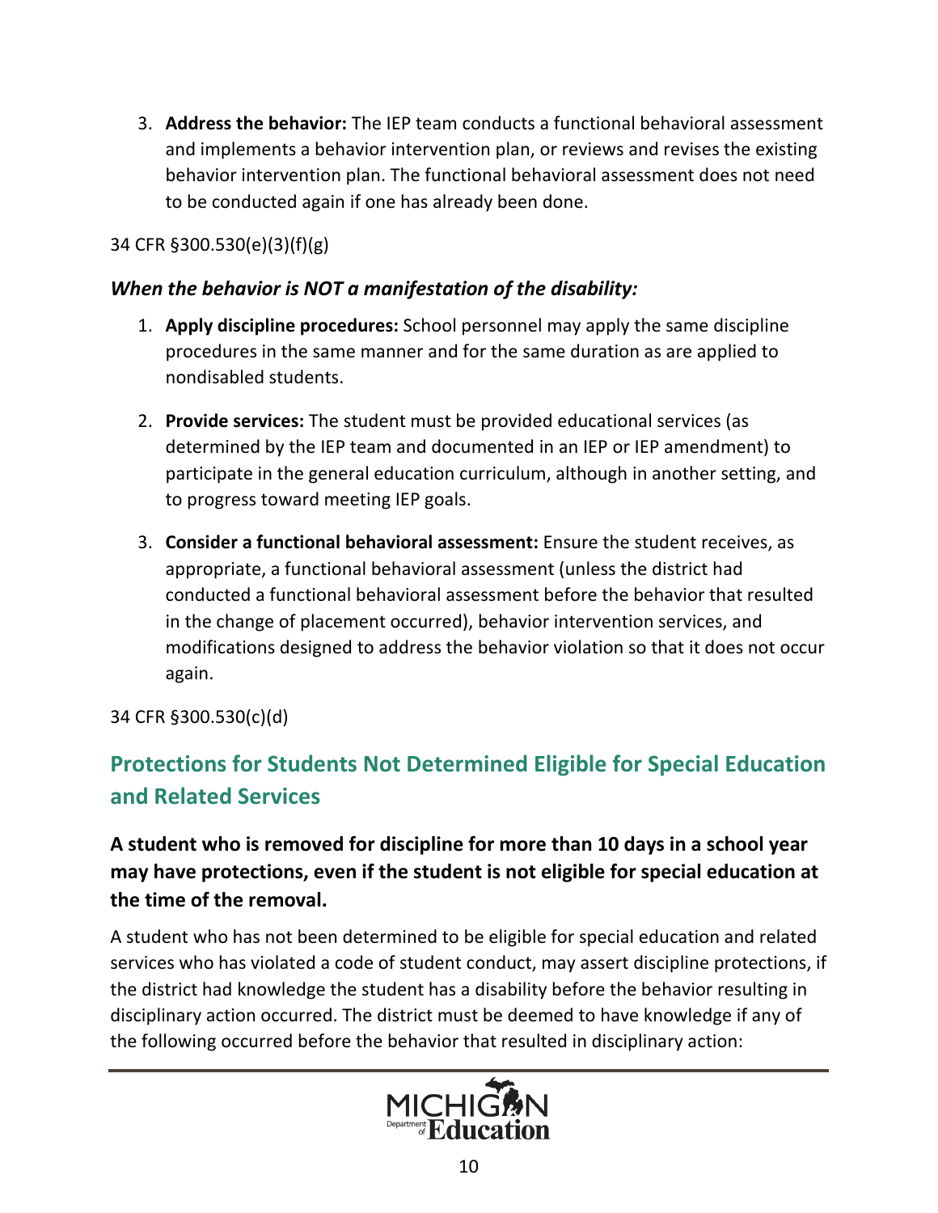3. **Address the behavior:** The IEP team conducts a functional behavioral assessment and implements a behavior intervention plan, or reviews and revises the existing behavior intervention plan. The functional behavioral assessment does not need to be conducted again if one has already been done.

34 CFR §300.530(e)(3)(f)(g)

### *When the behavior is NOT a manifestation of the disability:*

1. **Apply discipline procedures:** School personnel may apply the same discipline procedures in the same manner and for the same duration as are applied to nondisabled students.

2. **Provide services:** The student must be provided educational services (as determined by the IEP team and documented in an IEP or IEP amendment) to participate in the general education curriculum, although in another setting, and to progress toward meeting IEP goals.

3. **Consider a functional behavioral assessment:** Ensure the student receives, as appropriate, a functional behavioral assessment (unless the district had conducted a functional behavioral assessment before the behavior that resulted in the change of placement occurred), behavior intervention services, and modifications designed to address the behavior violation so that it does not occur again.

34 CFR §300.530(c)(d)

## Protections for Students Not Determined Eligible for Special Education and Related Services

### A student who is removed for discipline for more than 10 days in a school year may have protections, even if the student is not eligible for special education at the time of the removal.

A student who has not been determined to be eligible for special education and related services who has violated a code of student conduct, may assert discipline protections, if the district had knowledge the student has a disability before the behavior resulting in disciplinary action occurred. The district must be deemed to have knowledge if any of the following occurred before the behavior that resulted in disciplinary action: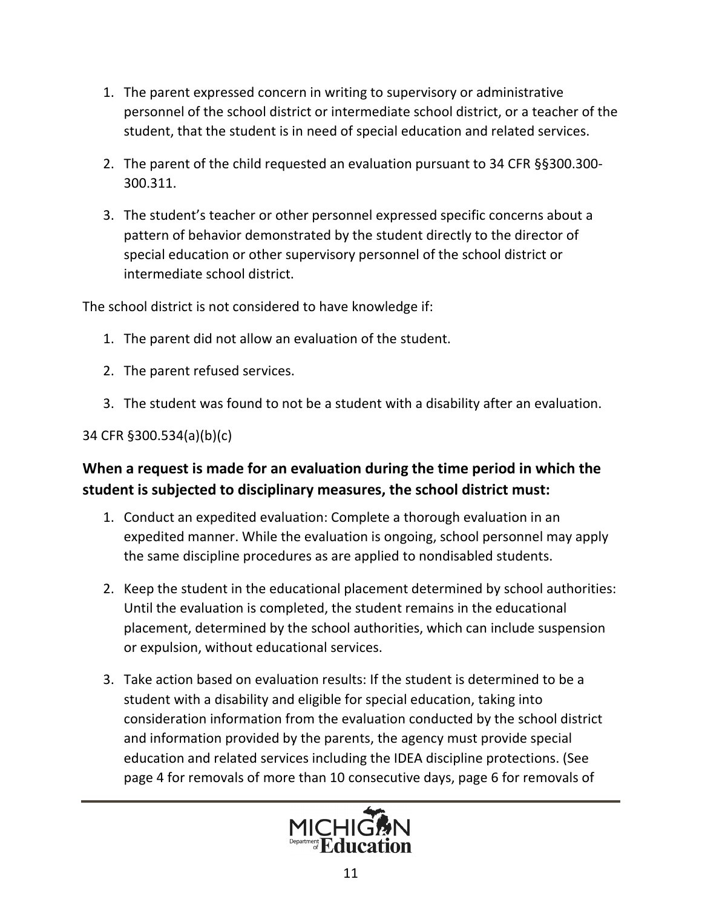1. The parent expressed concern in writing to supervisory or administrative personnel of the school district or intermediate school district, or a teacher of the student, that the student is in need of special education and related services.

2. The parent of the child requested an evaluation pursuant to 34 CFR §§300.300-300.311.

3. The student's teacher or other personnel expressed specific concerns about a pattern of behavior demonstrated by the student directly to the director of special education or other supervisory personnel of the school district or intermediate school district.

The school district is not considered to have knowledge if:

1. The parent did not allow an evaluation of the student.

2. The parent refused services.

3. The student was found to not be a student with a disability after an evaluation.

34 CFR §300.534(a)(b)(c)

### When a request is made for an evaluation during the time period in which the student is subjected to disciplinary measures, the school district must:

1. Conduct an expedited evaluation: Complete a thorough evaluation in an expedited manner. While the evaluation is ongoing, school personnel may apply the same discipline procedures as are applied to nondisabled students.

2. Keep the student in the educational placement determined by school authorities: Until the evaluation is completed, the student remains in the educational placement, determined by the school authorities, which can include suspension or expulsion, without educational services.

3. Take action based on evaluation results: If the student is determined to be a student with a disability and eligible for special education, taking into consideration information from the evaluation conducted by the school district and information provided by the parents, the agency must provide special education and related services including the IDEA discipline protections. (See page 4 for removals of more than 10 consecutive days, page 6 for removals of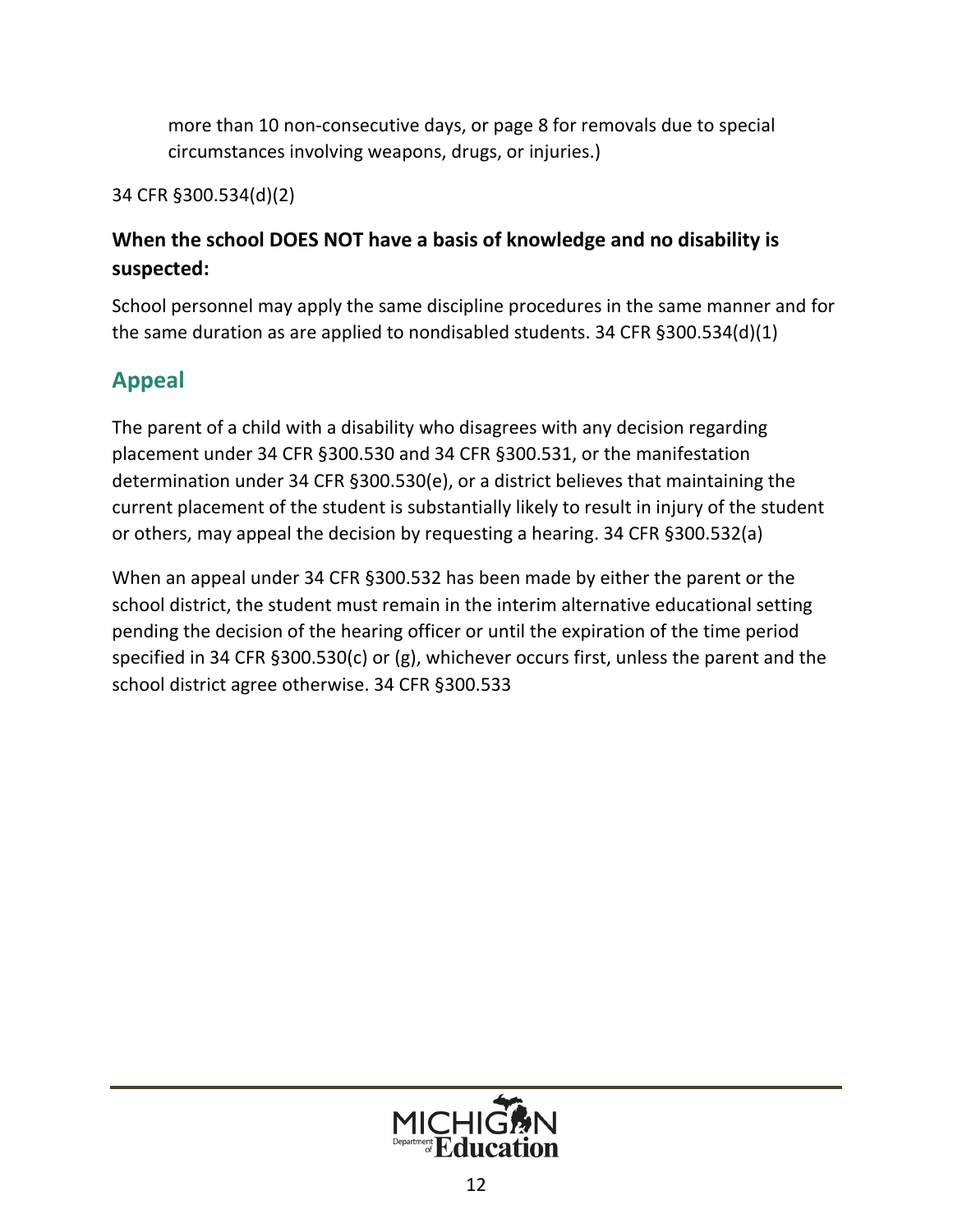more than 10 non-consecutive days, or page 8 for removals due to special circumstances involving weapons, drugs, or injuries.)

34 CFR §300.534(d)(2)

**When the school DOES NOT have a basis of knowledge and no disability is suspected:**

School personnel may apply the same discipline procedures in the same manner and for the same duration as are applied to nondisabled students. 34 CFR §300.534(d)(1)

## Appeal

The parent of a child with a disability who disagrees with any decision regarding placement under 34 CFR §300.530 and 34 CFR §300.531, or the manifestation determination under 34 CFR §300.530(e), or a district believes that maintaining the current placement of the student is substantially likely to result in injury of the student or others, may appeal the decision by requesting a hearing. 34 CFR §300.532(a)

When an appeal under 34 CFR §300.532 has been made by either the parent or the school district, the student must remain in the interim alternative educational setting pending the decision of the hearing officer or until the expiration of the time period specified in 34 CFR §300.530(c) or (g), whichever occurs first, unless the parent and the school district agree otherwise. 34 CFR §300.533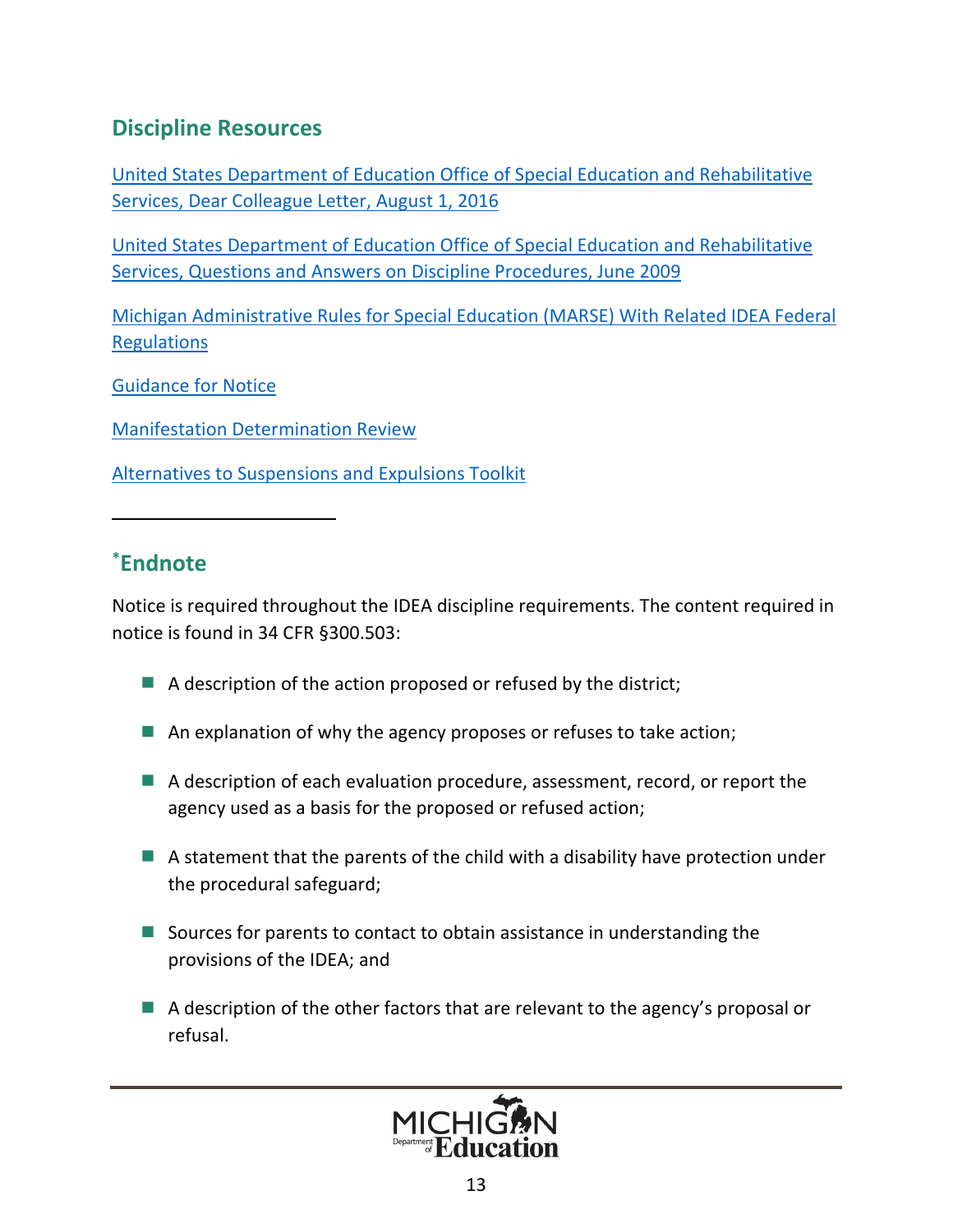## Discipline Resources

United States Department of Education Office of Special Education and Rehabilitative Services, Dear Colleague Letter, August 1, 2016

United States Department of Education Office of Special Education and Rehabilitative Services, Questions and Answers on Discipline Procedures, June 2009

Michigan Administrative Rules for Special Education (MARSE) With Related IDEA Federal Regulations

Guidance for Notice

Manifestation Determination Review

Alternatives to Suspensions and Expulsions Toolkit

---

## *Endnote

Notice is required throughout the IDEA discipline requirements. The content required in notice is found in 34 CFR §300.503:

- A description of the action proposed or refused by the district;
- An explanation of why the agency proposes or refuses to take action;
- A description of each evaluation procedure, assessment, record, or report the agency used as a basis for the proposed or refused action;
- A statement that the parents of the child with a disability have protection under the procedural safeguard;
- Sources for parents to contact to obtain assistance in understanding the provisions of the IDEA; and
- A description of the other factors that are relevant to the agency's proposal or refusal.